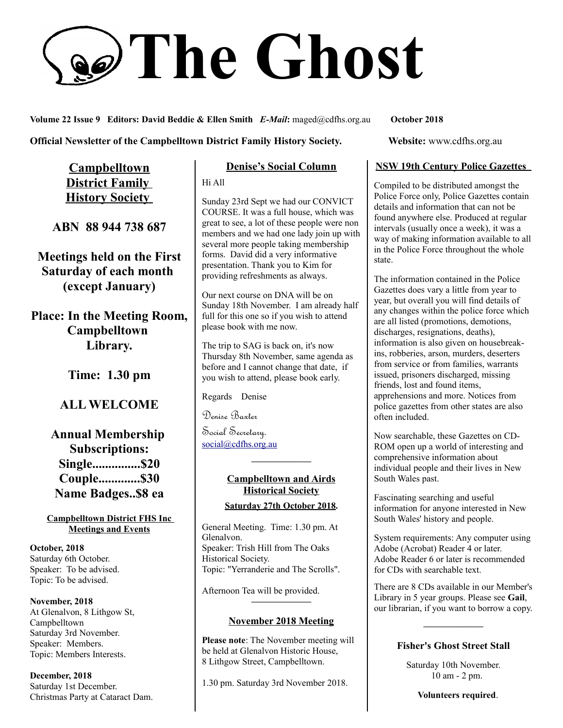# The Ghost

**Volume 22 Issue 9 Editors: David Beddie & Ellen Smith** ***E-Mail***: maged@cdfhs.org.au **October 2018**

**Official Newsletter of the Campbelltown District Family History Society.** **Website:** www.cdfhs.org.au

## Campbelltown District Family History Society

**ABN 88 944 738 687**

**Meetings held on the First Saturday of each month (except January)**

**Place: In the Meeting Room, Campbelltown Library.**

**Time: 1.30 pm**

**ALL WELCOME**

**Annual Membership Subscriptions:**
**Single...............$20**
**Couple.............$30**
**Name Badges..$8 ea**

### Campbelltown District FHS Inc Meetings and Events

**October, 2018**
Saturday 6th October.
Speaker: To be advised.
Topic: To be advised.

**November, 2018**
At Glenalvon, 8 Lithgow St, Campbelltown
Saturday 3rd November.
Speaker: Members.
Topic: Members Interests.

**December, 2018**
Saturday 1st December.
Christmas Party at Cataract Dam.

## Denise's Social Column

Hi All

Sunday 23rd Sept we had our CONVICT COURSE. It was a full house, which was great to see, a lot of these people were non members and we had one lady join up with several more people taking membership forms. David did a very informative presentation. Thank you to Kim for providing refreshments as always.

Our next course on DNA will be on Sunday 18th November. I am already half full for this one so if you wish to attend please book with me now.

The trip to SAG is back on, it's now Thursday 8th November, same agenda as before and I cannot change that date, if you wish to attend, please book early.

Regards Denise

Denise Baxter
Social Secretary.
social@cdfhs.org.au

---

## Campbelltown and Airds Historical Society

**Saturday 27th October 2018.**

General Meeting. Time: 1.30 pm. At Glenalvon.
Speaker: Trish Hill from The Oaks Historical Society.
Topic: "Yerranderie and The Scrolls".

Afternoon Tea will be provided.

---

## November 2018 Meeting

**Please note**: The November meeting will be held at Glenalvon Historic House, 8 Lithgow Street, Campbelltown.

1.30 pm. Saturday 3rd November 2018.

## NSW 19th Century Police Gazettes

Compiled to be distributed amongst the Police Force only, Police Gazettes contain details and information that can not be found anywhere else. Produced at regular intervals (usually once a week), it was a way of making information available to all in the Police Force throughout the whole state.

The information contained in the Police Gazettes does vary a little from year to year, but overall you will find details of any changes within the police force which are all listed (promotions, demotions, discharges, resignations, deaths), information is also given on housebreakins, robberies, arson, murders, deserters from service or from families, warrants issued, prisoners discharged, missing friends, lost and found items, apprehensions and more. Notices from police gazettes from other states are also often included.

Now searchable, these Gazettes on CD-ROM open up a world of interesting and comprehensive information about individual people and their lives in New South Wales past.

Fascinating searching and useful information for anyone interested in New South Wales' history and people.

System requirements: Any computer using Adobe (Acrobat) Reader 4 or later. Adobe Reader 6 or later is recommended for CDs with searchable text.

There are 8 CDs available in our Member's Library in 5 year groups. Please see **Gail**, our librarian, if you want to borrow a copy.

---

## Fisher's Ghost Street Stall

Saturday 10th November.
10 am - 2 pm.

**Volunteers required**.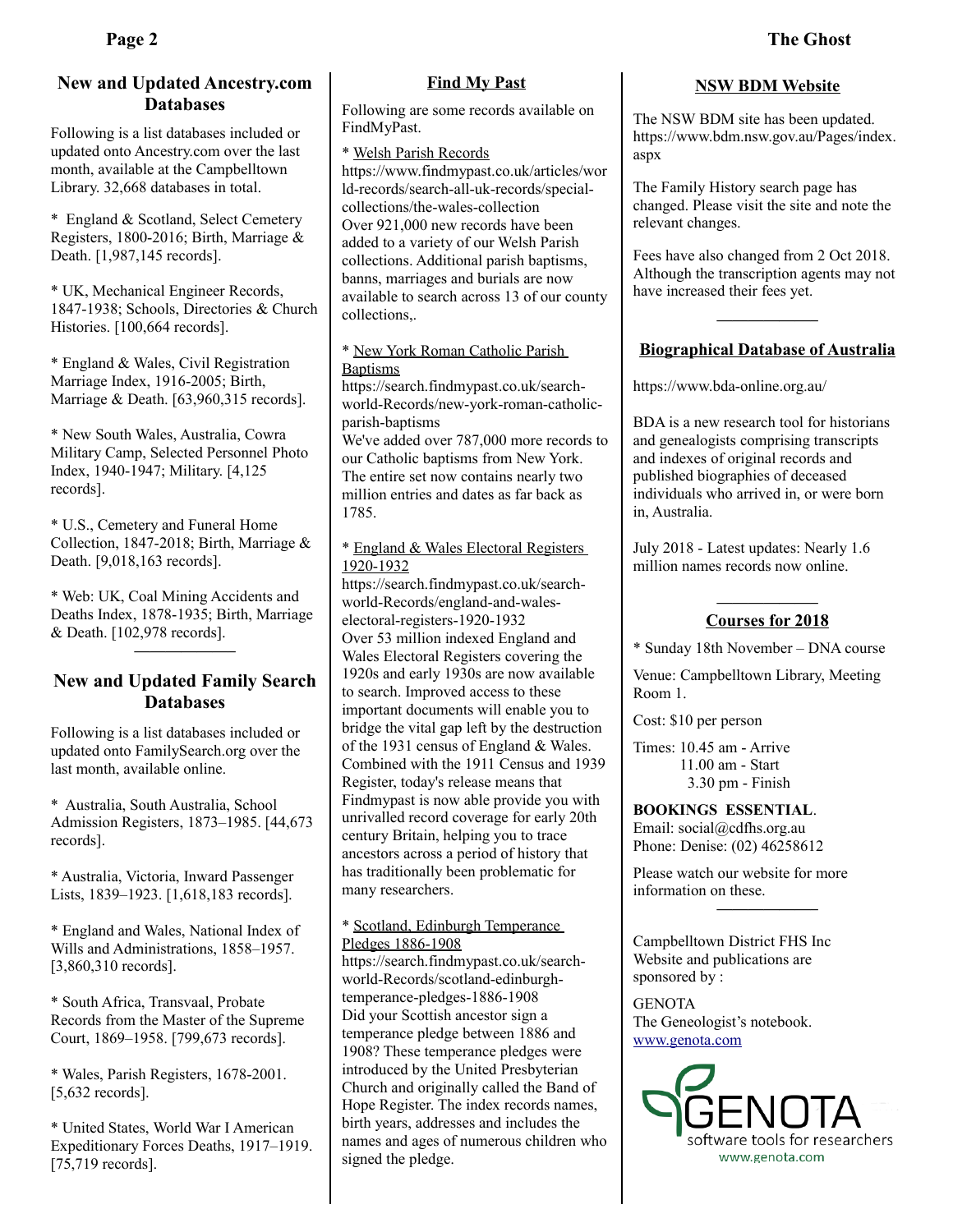## New and Updated Ancestry.com Databases

Following is a list databases included or updated onto Ancestry.com over the last month, available at the Campbelltown Library. 32,668 databases in total.

* England & Scotland, Select Cemetery Registers, 1800-2016; Birth, Marriage & Death. [1,987,145 records].

* UK, Mechanical Engineer Records, 1847-1938; Schools, Directories & Church Histories. [100,664 records].

* England & Wales, Civil Registration Marriage Index, 1916-2005; Birth, Marriage & Death. [63,960,315 records].

* New South Wales, Australia, Cowra Military Camp, Selected Personnel Photo Index, 1940-1947; Military. [4,125 records].

* U.S., Cemetery and Funeral Home Collection, 1847-2018; Birth, Marriage & Death. [9,018,163 records].

* Web: UK, Coal Mining Accidents and Deaths Index, 1878-1935; Birth, Marriage & Death. [102,978 records].

---

## New and Updated Family Search Databases

Following is a list databases included or updated onto FamilySearch.org over the last month, available online.

* Australia, South Australia, School Admission Registers, 1873–1985. [44,673 records].

* Australia, Victoria, Inward Passenger Lists, 1839–1923. [1,618,183 records].

* England and Wales, National Index of Wills and Administrations, 1858–1957. [3,860,310 records].

* South Africa, Transvaal, Probate Records from the Master of the Supreme Court, 1869–1958. [799,673 records].

* Wales, Parish Registers, 1678-2001. [5,632 records].

* United States, World War I American Expeditionary Forces Deaths, 1917–1919. [75,719 records].

## Find My Past

Following are some records available on FindMyPast.

* Welsh Parish Records
https://www.findmypast.co.uk/articles/world-records/search-all-uk-records/special-collections/the-wales-collection
Over 921,000 new records have been added to a variety of our Welsh Parish collections. Additional parish baptisms, banns, marriages and burials are now available to search across 13 of our county collections,.

* New York Roman Catholic Parish Baptisms
https://search.findmypast.co.uk/search-world-Records/new-york-roman-catholic-parish-baptisms
We've added over 787,000 more records to our Catholic baptisms from New York. The entire set now contains nearly two million entries and dates as far back as 1785.

* England & Wales Electoral Registers 1920-1932
https://search.findmypast.co.uk/search-world-Records/england-and-wales-electoral-registers-1920-1932
Over 53 million indexed England and Wales Electoral Registers covering the 1920s and early 1930s are now available to search. Improved access to these important documents will enable you to bridge the vital gap left by the destruction of the 1931 census of England & Wales. Combined with the 1911 Census and 1939 Register, today's release means that Findmypast is now able provide you with unrivalled record coverage for early 20th century Britain, helping you to trace ancestors across a period of history that has traditionally been problematic for many researchers.

* Scotland, Edinburgh Temperance Pledges 1886-1908
https://search.findmypast.co.uk/search-world-Records/scotland-edinburgh-temperance-pledges-1886-1908
Did your Scottish ancestor sign a temperance pledge between 1886 and 1908? These temperance pledges were introduced by the United Presbyterian Church and originally called the Band of Hope Register. The index records names, birth years, addresses and includes the names and ages of numerous children who signed the pledge.

## NSW BDM Website

The NSW BDM site has been updated. https://www.bdm.nsw.gov.au/Pages/index.aspx

The Family History search page has changed. Please visit the site and note the relevant changes.

Fees have also changed from 2 Oct 2018. Although the transcription agents may not have increased their fees yet.

---

## Biographical Database of Australia

https://www.bda-online.org.au/

BDA is a new research tool for historians and genealogists comprising transcripts and indexes of original records and published biographies of deceased individuals who arrived in, or were born in, Australia.

July 2018 - Latest updates: Nearly 1.6 million names records now online.

---

## Courses for 2018

* Sunday 18th November – DNA course

Venue: Campbelltown Library, Meeting Room 1.

Cost: $10 per person

Times: 10.45 am - Arrive
11.00 am - Start
3.30 pm - Finish

**BOOKINGS ESSENTIAL**.
Email: social@cdfhs.org.au
Phone: Denise: (02) 46258612

Please watch our website for more information on these.

---

Campbelltown District FHS Inc Website and publications are sponsored by :

GENOTA
The Geneologist's notebook.
www.genota.com

GENOTA
software tools for researchers
www.genota.com